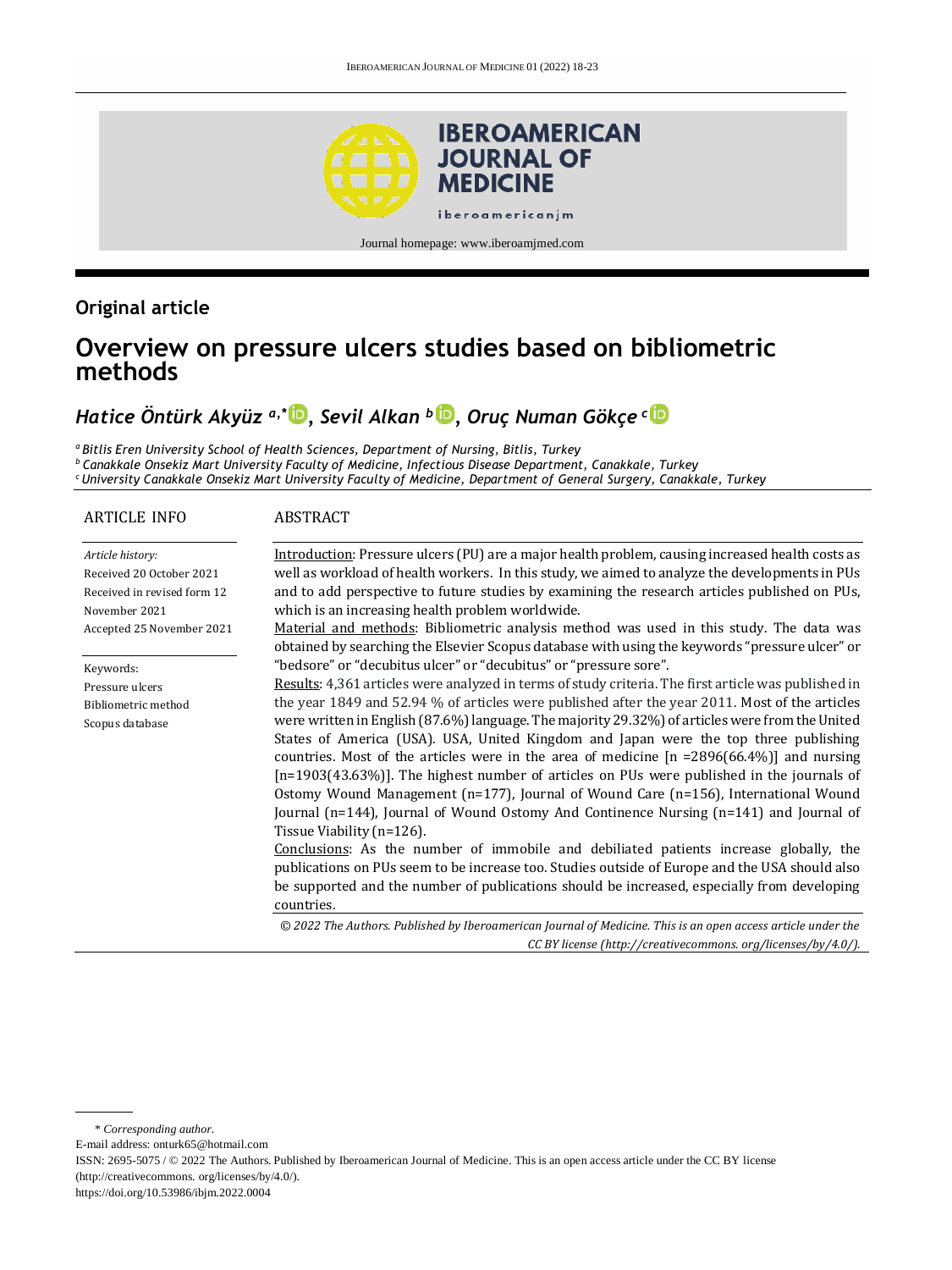Journal homepage: www.iberoamjmed.com

## Original article

# Overview on pressure ulcers studies based on bibliometric methods

***Hatice Öntürk Akyüz*** [a,*], ***Sevil Alkan*** [b], ***Oruç Numan Gökçe*** [c]

[a] *Bitlis Eren University School of Health Sciences, Department of Nursing, Bitlis, Turkey*
[b] *Canakkale Onsekiz Mart University Faculty of Medicine, Infectious Disease Department, Canakkale, Turkey*
[c] *University Canakkale Onsekiz Mart University Faculty of Medicine, Department of General Surgery, Canakkale, Turkey*

### ARTICLE INFO

*Article history:*
Received 20 October 2021
Received in revised form 12 November 2021
Accepted 25 November 2021

Keywords:
Pressure ulcers
Bibliometric method
Scopus database

### ABSTRACT

Introduction: Pressure ulcers (PU) are a major health problem, causing increased health costs as well as workload of health workers. In this study, we aimed to analyze the developments in PUs and to add perspective to future studies by examining the research articles published on PUs, which is an increasing health problem worldwide.

Material and methods: Bibliometric analysis method was used in this study. The data was obtained by searching the Elsevier Scopus database with using the keywords "pressure ulcer" or "bedsore" or "decubitus ulcer" or "decubitus" or "pressure sore".

Results: 4,361 articles were analyzed in terms of study criteria. The first article was published in the year 1849 and 52.94 % of articles were published after the year 2011. Most of the articles were written in English (87.6%) language. The majority 29.32%) of articles were from the United States of America (USA). USA, United Kingdom and Japan were the top three publishing countries. Most of the articles were in the area of medicine [n =2896(66.4%)] and nursing [n=1903(43.63%)]. The highest number of articles on PUs were published in the journals of Ostomy Wound Management (n=177), Journal of Wound Care (n=156), International Wound Journal (n=144), Journal of Wound Ostomy And Continence Nursing (n=141) and Journal of Tissue Viability (n=126).

Conclusions: As the number of immobile and debiliated patients increase globally, the publications on PUs seem to be increase too. Studies outside of Europe and the USA should also be supported and the number of publications should be increased, especially from developing countries.

*© 2022 The Authors. Published by Iberoamerican Journal of Medicine. This is an open access article under the CC BY license (http://creativecommons. org/licenses/by/4.0/).*

---

\* *Corresponding author.*
E-mail address: onturk65@hotmail.com
ISSN: 2695-5075 / © 2022 The Authors. Published by Iberoamerican Journal of Medicine. This is an open access article under the CC BY license (http://creativecommons. org/licenses/by/4.0/).
https://doi.org/10.53986/ibjm.2022.0004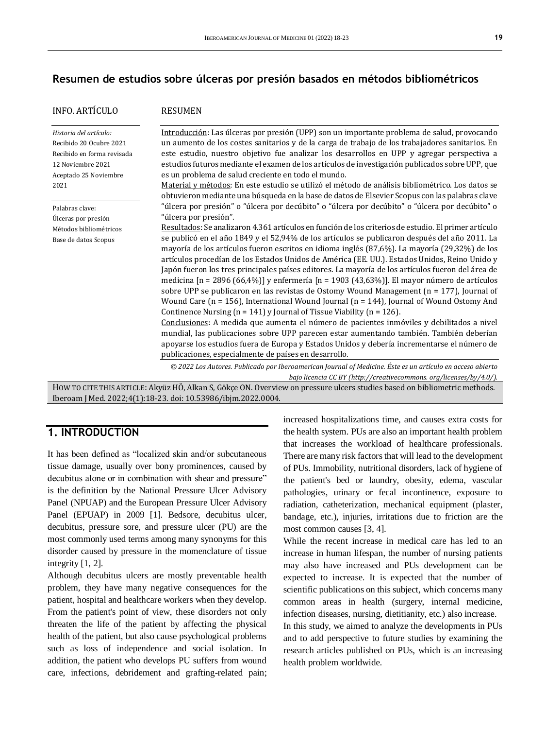## Resumen de estudios sobre úlceras por presión basados en métodos bibliométricos

**INFO. ARTÍCULO**

*Historia del artículo:*
Recibido 20 Ocubre 2021
Recibido en forma revisada 12 Noviembre 2021
Aceptado 25 Noviembre 2021

Palabras clave:
Úlceras por presión
Métodos bibliométricos
Base de datos Scopus

**RESUMEN**

Introducción: Las úlceras por presión (UPP) son un importante problema de salud, provocando un aumento de los costes sanitarios y de la carga de trabajo de los trabajadores sanitarios. En este estudio, nuestro objetivo fue analizar los desarrollos en UPP y agregar perspectiva a estudios futuros mediante el examen de los artículos de investigación publicados sobre UPP, que es un problema de salud creciente en todo el mundo.
Material y métodos: En este estudio se utilizó el método de análisis bibliométrico. Los datos se obtuvieron mediante una búsqueda en la base de datos de Elsevier Scopus con las palabras clave "úlcera por presión" o "úlcera por decúbito" o "úlcera por decúbito" o "úlcera por decúbito" o "úlcera por presión".
Resultados: Se analizaron 4.361 artículos en función de los criterios de estudio. El primer artículo se publicó en el año 1849 y el 52,94% de los artículos se publicaron después del año 2011. La mayoría de los artículos fueron escritos en idioma inglés (87,6%). La mayoría (29,32%) de los artículos procedían de los Estados Unidos de América (EE. UU.). Estados Unidos, Reino Unido y Japón fueron los tres principales países editores. La mayoría de los artículos fueron del área de medicina [n = 2896 (66,4%)] y enfermería [n = 1903 (43,63%)]. El mayor número de artículos sobre UPP se publicaron en las revistas de Ostomy Wound Management (n = 177), Journal of Wound Care (n = 156), International Wound Journal (n = 144), Journal of Wound Ostomy And Continence Nursing (n = 141) y Journal of Tissue Viability (n = 126).
Conclusiones: A medida que aumenta el número de pacientes inmóviles y debilitados a nivel mundial, las publicaciones sobre UPP parecen estar aumentando también. También deberían apoyarse los estudios fuera de Europa y Estados Unidos y debería incrementarse el número de publicaciones, especialmente de países en desarrollo.

*© 2022 Los Autores. Publicado por Iberoamerican Journal of Medicine. Éste es un artículo en acceso abierto bajo licencia CC BY (http://creativecommons. org/licenses/by/4.0/).*

HOW TO CITE THIS ARTICLE: Akyüz HÖ, Alkan S, Gökçe ON. Overview on pressure ulcers studies based on bibliometric methods. Iberoam J Med. 2022;4(1):18-23. doi: 10.53986/ibjm.2022.0004.

## 1. INTRODUCTION

It has been defined as "localized skin and/or subcutaneous tissue damage, usually over bony prominences, caused by decubitus alone or in combination with shear and pressure" is the definition by the National Pressure Ulcer Advisory Panel (NPUAP) and the European Pressure Ulcer Advisory Panel (EPUAP) in 2009 [1]. Bedsore, decubitus ulcer, decubitus, pressure sore, and pressure ulcer (PU) are the most commonly used terms among many synonyms for this disorder caused by pressure in the momenclature of tissue integrity [1, 2].

Although decubitus ulcers are mostly preventable health problem, they have many negative consequences for the patient, hospital and healthcare workers when they develop. From the patient's point of view, these disorders not only threaten the life of the patient by affecting the physical health of the patient, but also cause psychological problems such as loss of independence and social isolation. In addition, the patient who develops PU suffers from wound care, infections, debridement and grafting-related pain; increased hospitalizations time, and causes extra costs for the health system. PUs are also an important health problem that increases the workload of healthcare professionals. There are many risk factors that will lead to the development of PUs. Immobility, nutritional disorders, lack of hygiene of the patient's bed or laundry, obesity, edema, vascular pathologies, urinary or fecal incontinence, exposure to radiation, catheterization, mechanical equipment (plaster, bandage, etc.), injuries, irritations due to friction are the most common causes [3, 4].

While the recent increase in medical care has led to an increase in human lifespan, the number of nursing patients may also have increased and PUs development can be expected to increase. It is expected that the number of scientific publications on this subject, which concerns many common areas in health (surgery, internal medicine, infection diseases, nursing, dietitianity, etc.) also increase.

In this study, we aimed to analyze the developments in PUs and to add perspective to future studies by examining the research articles published on PUs, which is an increasing health problem worldwide.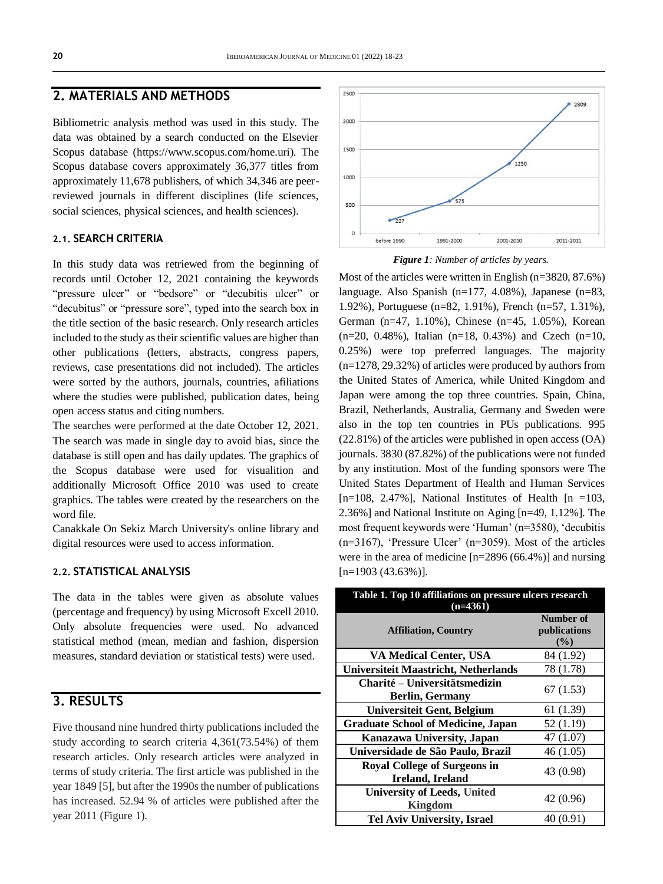## 2. MATERIALS AND METHODS

Bibliometric analysis method was used in this study. The data was obtained by a search conducted on the Elsevier Scopus database (https://www.scopus.com/home.uri). The Scopus database covers approximately 36,377 titles from approximately 11,678 publishers, of which 34,346 are peer-reviewed journals in different disciplines (life sciences, social sciences, physical sciences, and health sciences).

### 2.1. SEARCH CRITERIA

In this study data was retrieved from the beginning of records until October 12, 2021 containing the keywords "pressure ulcer" or "bedsore" or "decubitis ulcer" or "decubitus" or "pressure sore", typed into the search box in the title section of the basic research. Only research articles included to the study as their scientific values are higher than other publications (letters, abstracts, congress papers, reviews, case presentations did not included). The articles were sorted by the authors, journals, countries, afiliations where the studies were published, publication dates, being open access status and citing numbers.

The searches were performed at the date October 12, 2021. The search was made in single day to avoid bias, since the database is still open and has daily updates. The graphics of the Scopus database were used for visualition and additionally Microsoft Office 2010 was used to create graphics. The tables were created by the researchers on the word file.

Canakkale On Sekiz March University's online library and digital resources were used to access information.

### 2.2. STATISTICAL ANALYSIS

The data in the tables were given as absolute values (percentage and frequency) by using Microsoft Excell 2010. Only absolute frequencies were used. No advanced statistical method (mean, median and fashion, dispersion measures, standard deviation or statistical tests) were used.

## 3. RESULTS

Five thousand nine hundred thirty publications included the study according to search criteria 4,361(73.54%) of them research articles. Only research articles were analyzed in terms of study criteria. The first article was published in the year 1849 [5], but after the 1990s the number of publications has increased. 52.94 % of articles were published after the year 2011 (Figure 1).

| Period | Number of articles |
|---|---|
| before 1990 | 227 |
| 1991-2000 | 575 |
| 2001-2010 | 1250 |
| 2011-2021 | 2309 |

***Figure 1**: Number of articles by years.*

Most of the articles were written in English (n=3820, 87.6%) language. Also Spanish (n=177, 4.08%), Japanese (n=83, 1.92%), Portuguese (n=82, 1.91%), French (n=57, 1.31%), German (n=47, 1.10%), Chinese (n=45, 1.05%), Korean (n=20, 0.48%), Italian (n=18, 0.43%) and Czech (n=10, 0.25%) were top preferred languages. The majority (n=1278, 29.32%) of articles were produced by authors from the United States of America, while United Kingdom and Japan were among the top three countries. Spain, China, Brazil, Netherlands, Australia, Germany and Sweden were also in the top ten countries in PUs publications. 995 (22.81%) of the articles were published in open access (OA) journals. 3830 (87.82%) of the publications were not funded by any institution. Most of the funding sponsors were The United States Department of Health and Human Services [n=108, 2.47%], National Institutes of Health [n =103, 2.36%] and National Institute on Aging [n=49, 1.12%]. The most frequent keywords were 'Human' (n=3580), 'decubitis (n=3167), 'Pressure Ulcer' (n=3059). Most of the articles were in the area of medicine [n=2896 (66.4%)] and nursing [n=1903 (43.63%)].

**Table 1. Top 10 affiliations on pressure ulcers research (n=4361)**

| Affiliation, Country | Number of publications (%) |
|---|---|
| VA Medical Center, USA | 84 (1.92) |
| Universiteit Maastricht, Netherlands | 78 (1.78) |
| Charité – Universitätsmedizin Berlin, Germany | 67 (1.53) |
| Universiteit Gent, Belgium | 61 (1.39) |
| Graduate School of Medicine, Japan | 52 (1.19) |
| Kanazawa University, Japan | 47 (1.07) |
| Universidade de São Paulo, Brazil | 46 (1.05) |
| Royal College of Surgeons in Ireland, Ireland | 43 (0.98) |
| University of Leeds, United Kingdom | 42 (0.96) |
| Tel Aviv University, Israel | 40 (0.91) |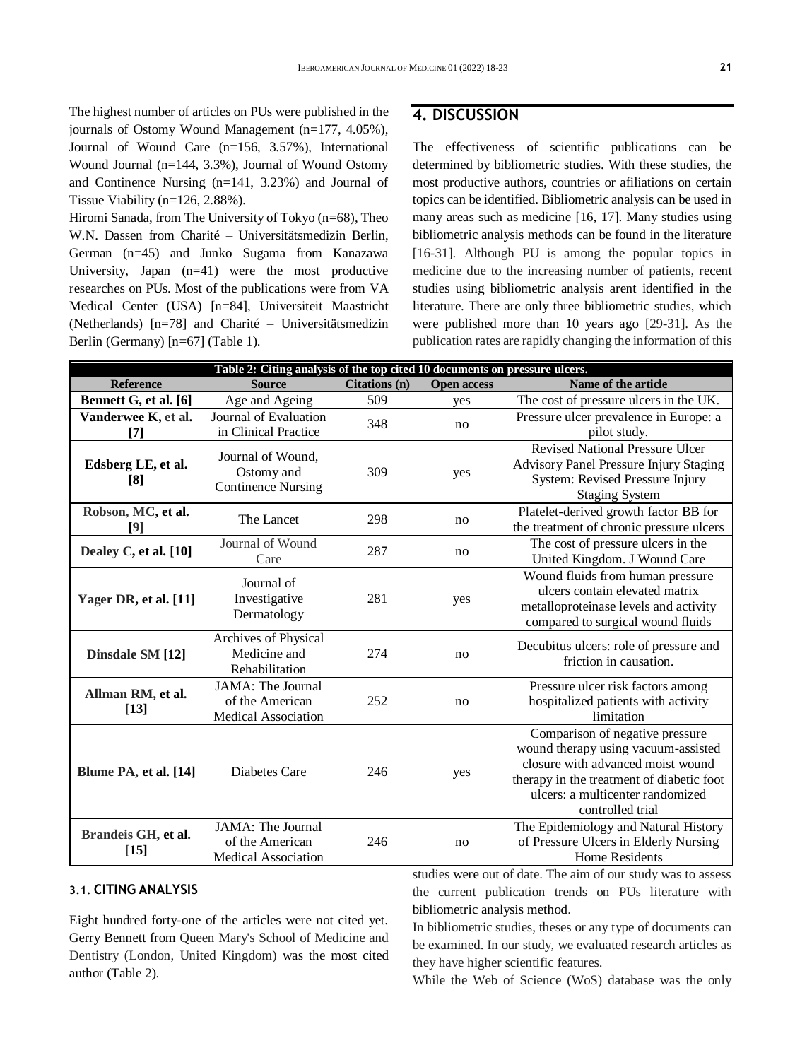The highest number of articles on PUs were published in the journals of Ostomy Wound Management (n=177, 4.05%), Journal of Wound Care (n=156, 3.57%), International Wound Journal (n=144, 3.3%), Journal of Wound Ostomy and Continence Nursing (n=141, 3.23%) and Journal of Tissue Viability (n=126, 2.88%).

Hiromi Sanada, from The University of Tokyo (n=68), Theo W.N. Dassen from Charité – Universitätsmedizin Berlin, German (n=45) and Junko Sugama from Kanazawa University, Japan (n=41) were the most productive researches on PUs. Most of the publications were from VA Medical Center (USA) [n=84], Universiteit Maastricht (Netherlands) [n=78] and Charité – Universitätsmedizin Berlin (Germany) [n=67] (Table 1).

### 3.1. CITING ANALYSIS

Eight hundred forty-one of the articles were not cited yet. Gerry Bennett from Queen Mary's School of Medicine and Dentistry (London, United Kingdom) was the most cited author (Table 2).

**Table 2: Citing analysis of the top cited 10 documents on pressure ulcers.**

| Reference | Source | Citations (n) | Open access | Name of the article |
|---|---|---|---|---|
| **Bennett G, et al. [6]** | Age and Ageing | 509 | yes | The cost of pressure ulcers in the UK. |
| **Vanderwee K, et al. [7]** | Journal of Evaluation in Clinical Practice | 348 | no | Pressure ulcer prevalence in Europe: a pilot study. |
| **Edsberg LE, et al. [8]** | Journal of Wound, Ostomy and Continence Nursing | 309 | yes | Revised National Pressure Ulcer Advisory Panel Pressure Injury Staging System: Revised Pressure Injury Staging System |
| **Robson, MC, et al. [9]** | The Lancet | 298 | no | Platelet-derived growth factor BB for the treatment of chronic pressure ulcers |
| **Dealey C, et al. [10]** | Journal of Wound Care | 287 | no | The cost of pressure ulcers in the United Kingdom. J Wound Care |
| **Yager DR, et al. [11]** | Journal of Investigative Dermatology | 281 | yes | Wound fluids from human pressure ulcers contain elevated matrix metalloproteinase levels and activity compared to surgical wound fluids |
| **Dinsdale SM [12]** | Archives of Physical Medicine and Rehabilitation | 274 | no | Decubitus ulcers: role of pressure and friction in causation. |
| **Allman RM, et al. [13]** | JAMA: The Journal of the American Medical Association | 252 | no | Pressure ulcer risk factors among hospitalized patients with activity limitation |
| **Blume PA, et al. [14]** | Diabetes Care | 246 | yes | Comparison of negative pressure wound therapy using vacuum-assisted closure with advanced moist wound therapy in the treatment of diabetic foot ulcers: a multicenter randomized controlled trial |
| **Brandeis GH, et al. [15]** | JAMA: The Journal of the American Medical Association | 246 | no | The Epidemiology and Natural History of Pressure Ulcers in Elderly Nursing Home Residents |

## 4. DISCUSSION

The effectiveness of scientific publications can be determined by bibliometric studies. With these studies, the most productive authors, countries or afiliations on certain topics can be identified. Bibliometric analysis can be used in many areas such as medicine [16, 17]. Many studies using bibliometric analysis methods can be found in the literature [16-31]. Although PU is among the popular topics in medicine due to the increasing number of patients, recent studies using bibliometric analysis arent identified in the literature. There are only three bibliometric studies, which were published more than 10 years ago [29-31]. As the publication rates are rapidly changing the information of this studies were out of date. The aim of our study was to assess the current publication trends on PUs literature with bibliometric analysis method.

In bibliometric studies, theses or any type of documents can be examined. In our study, we evaluated research articles as they have higher scientific features.

While the Web of Science (WoS) database was the only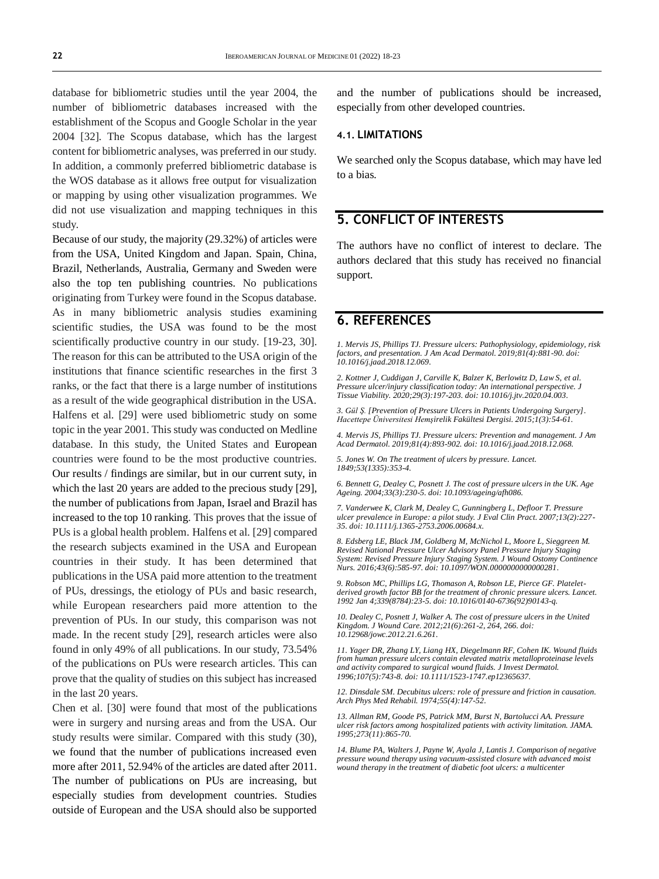database for bibliometric studies until the year 2004, the number of bibliometric databases increased with the establishment of the Scopus and Google Scholar in the year 2004 [32]. The Scopus database, which has the largest content for bibliometric analyses, was preferred in our study. In addition, a commonly preferred bibliometric database is the WOS database as it allows free output for visualization or mapping by using other visualization programmes. We did not use visualization and mapping techniques in this study.

Because of our study, the majority (29.32%) of articles were from the USA, United Kingdom and Japan. Spain, China, Brazil, Netherlands, Australia, Germany and Sweden were also the top ten publishing countries. No publications originating from Turkey were found in the Scopus database. As in many bibliometric analysis studies examining scientific studies, the USA was found to be the most scientifically productive country in our study. [19-23, 30]. The reason for this can be attributed to the USA origin of the institutions that finance scientific researches in the first 3 ranks, or the fact that there is a large number of institutions as a result of the wide geographical distribution in the USA. Halfens et al. [29] were used bibliometric study on some topic in the year 2001. This study was conducted on Medline database. In this study, the United States and European countries were found to be the most productive countries. Our results / findings are similar, but in our current suty, in which the last 20 years are added to the precious study [29], the number of publications from Japan, Israel and Brazil has increased to the top 10 ranking. This proves that the issue of PUs is a global health problem. Halfens et al. [29] compared the research subjects examined in the USA and European countries in their study. It has been determined that publications in the USA paid more attention to the treatment of PUs, dressings, the etiology of PUs and basic research, while European researchers paid more attention to the prevention of PUs. In our study, this comparison was not made. In the recent study [29], research articles were also found in only 49% of all publications. In our study, 73.54% of the publications on PUs were research articles. This can prove that the quality of studies on this subject has increased in the last 20 years.

Chen et al. [30] were found that most of the publications were in surgery and nursing areas and from the USA. Our study results were similar. Compared with this study (30), we found that the number of publications increased even more after 2011, 52.94% of the articles are dated after 2011. The number of publications on PUs are increasing, but especially studies from development countries. Studies outside of European and the USA should also be supported and the number of publications should be increased, especially from other developed countries.

### 4.1. LIMITATIONS

We searched only the Scopus database, which may have led to a bias.

## 5. CONFLICT OF INTERESTS

The authors have no conflict of interest to declare. The authors declared that this study has received no financial support.

## 6. REFERENCES

*1. Mervis JS, Phillips TJ. Pressure ulcers: Pathophysiology, epidemiology, risk factors, and presentation. J Am Acad Dermatol. 2019;81(4):881-90. doi: 10.1016/j.jaad.2018.12.069.*

*2. Kottner J, Cuddigan J, Carville K, Balzer K, Berlowitz D, Law S, et al. Pressure ulcer/injury classification today: An international perspective. J Tissue Viability. 2020;29(3):197-203. doi: 10.1016/j.jtv.2020.04.003.*

*3. Gül Ş. [Prevention of Pressure Ulcers in Patients Undergoing Surgery]. Hacettepe Üniversitesi Hemşirelik Fakültesi Dergisi. 2015;1(3):54-61.*

*4. Mervis JS, Phillips TJ. Pressure ulcers: Prevention and management. J Am Acad Dermatol. 2019;81(4):893-902. doi: 10.1016/j.jaad.2018.12.068.*

*5. Jones W. On The treatment of ulcers by pressure. Lancet. 1849;53(1335):353-4.*

*6. Bennett G, Dealey C, Posnett J. The cost of pressure ulcers in the UK. Age Ageing. 2004;33(3):230-5. doi: 10.1093/ageing/afh086.*

*7. Vanderwee K, Clark M, Dealey C, Gunningberg L, Defloor T. Pressure ulcer prevalence in Europe: a pilot study. J Eval Clin Pract. 2007;13(2):227-35. doi: 10.1111/j.1365-2753.2006.00684.x.*

*8. Edsberg LE, Black JM, Goldberg M, McNichol L, Moore L, Sieggreen M. Revised National Pressure Ulcer Advisory Panel Pressure Injury Staging System: Revised Pressure Injury Staging System. J Wound Ostomy Continence Nurs. 2016;43(6):585-97. doi: 10.1097/WON.0000000000000281.*

*9. Robson MC, Phillips LG, Thomason A, Robson LE, Pierce GF. Platelet-derived growth factor BB for the treatment of chronic pressure ulcers. Lancet. 1992 Jan 4;339(8784):23-5. doi: 10.1016/0140-6736(92)90143-q.*

*10. Dealey C, Posnett J, Walker A. The cost of pressure ulcers in the United Kingdom. J Wound Care. 2012;21(6):261-2, 264, 266. doi: 10.12968/jowc.2012.21.6.261.*

*11. Yager DR, Zhang LY, Liang HX, Diegelmann RF, Cohen IK. Wound fluids from human pressure ulcers contain elevated matrix metalloproteinase levels and activity compared to surgical wound fluids. J Invest Dermatol. 1996;107(5):743-8. doi: 10.1111/1523-1747.ep12365637.*

*12. Dinsdale SM. Decubitus ulcers: role of pressure and friction in causation. Arch Phys Med Rehabil. 1974;55(4):147-52.*

*13. Allman RM, Goode PS, Patrick MM, Burst N, Bartolucci AA. Pressure ulcer risk factors among hospitalized patients with activity limitation. JAMA. 1995;273(11):865-70.*

*14. Blume PA, Walters J, Payne W, Ayala J, Lantis J. Comparison of negative pressure wound therapy using vacuum-assisted closure with advanced moist wound therapy in the treatment of diabetic foot ulcers: a multicenter*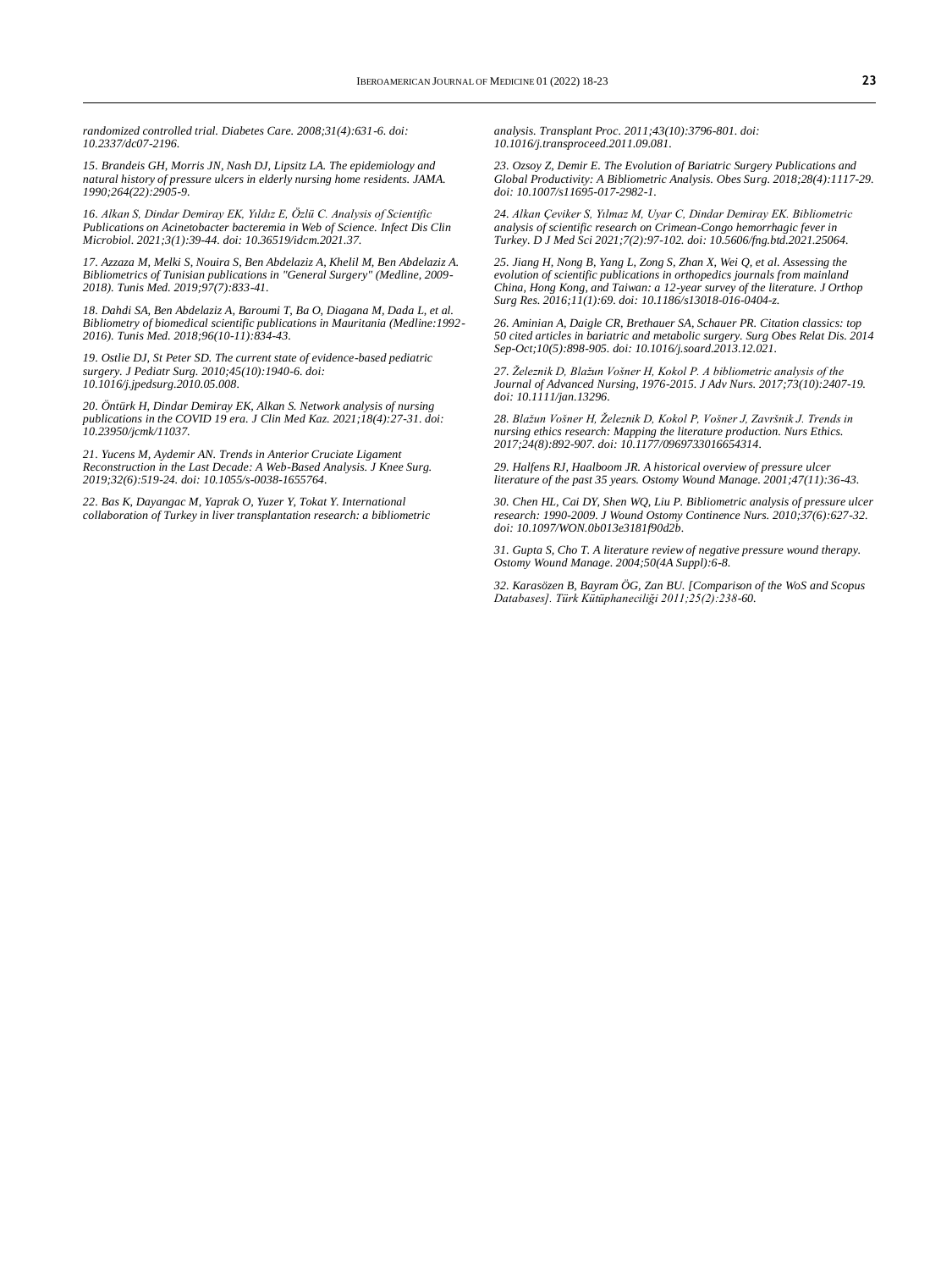*randomized controlled trial. Diabetes Care. 2008;31(4):631-6. doi: 10.2337/dc07-2196.*

*15. Brandeis GH, Morris JN, Nash DJ, Lipsitz LA. The epidemiology and natural history of pressure ulcers in elderly nursing home residents. JAMA. 1990;264(22):2905-9.*

*16. Alkan S, Dindar Demiray EK, Yıldız E, Özlü C. Analysis of Scientific Publications on Acinetobacter bacteremia in Web of Science. Infect Dis Clin Microbiol. 2021;3(1):39-44. doi: 10.36519/idcm.2021.37.*

*17. Azzaza M, Melki S, Nouira S, Ben Abdelaziz A, Khelil M, Ben Abdelaziz A. Bibliometrics of Tunisian publications in "General Surgery" (Medline, 2009-2018). Tunis Med. 2019;97(7):833-41.*

*18. Dahdi SA, Ben Abdelaziz A, Baroumi T, Ba O, Diagana M, Dada L, et al. Bibliometry of biomedical scientific publications in Mauritania (Medline:1992-2016). Tunis Med. 2018;96(10-11):834-43.*

*19. Ostlie DJ, St Peter SD. The current state of evidence-based pediatric surgery. J Pediatr Surg. 2010;45(10):1940-6. doi: 10.1016/j.jpedsurg.2010.05.008.*

*20. Öntürk H, Dindar Demiray EK, Alkan S. Network analysis of nursing publications in the COVID 19 era. J Clin Med Kaz. 2021;18(4):27-31. doi: 10.23950/jcmk/11037.*

*21. Yucens M, Aydemir AN. Trends in Anterior Cruciate Ligament Reconstruction in the Last Decade: A Web-Based Analysis. J Knee Surg. 2019;32(6):519-24. doi: 10.1055/s-0038-1655764.*

*22. Bas K, Dayangac M, Yaprak O, Yuzer Y, Tokat Y. International collaboration of Turkey in liver transplantation research: a bibliometric analysis. Transplant Proc. 2011;43(10):3796-801. doi: 10.1016/j.transproceed.2011.09.081.*

*23. Ozsoy Z, Demir E. The Evolution of Bariatric Surgery Publications and Global Productivity: A Bibliometric Analysis. Obes Surg. 2018;28(4):1117-29. doi: 10.1007/s11695-017-2982-1.*

*24. Alkan Çeviker S, Yılmaz M, Uyar C, Dindar Demiray EK. Bibliometric analysis of scientific research on Crimean-Congo hemorrhagic fever in Turkey. D J Med Sci 2021;7(2):97-102. doi: 10.5606/fng.btd.2021.25064.*

*25. Jiang H, Nong B, Yang L, Zong S, Zhan X, Wei Q, et al. Assessing the evolution of scientific publications in orthopedics journals from mainland China, Hong Kong, and Taiwan: a 12-year survey of the literature. J Orthop Surg Res. 2016;11(1):69. doi: 10.1186/s13018-016-0404-z.*

*26. Aminian A, Daigle CR, Brethauer SA, Schauer PR. Citation classics: top 50 cited articles in bariatric and metabolic surgery. Surg Obes Relat Dis. 2014 Sep-Oct;10(5):898-905. doi: 10.1016/j.soard.2013.12.021.*

*27. Železnik D, Blažun Vošner H, Kokol P. A bibliometric analysis of the Journal of Advanced Nursing, 1976-2015. J Adv Nurs. 2017;73(10):2407-19. doi: 10.1111/jan.13296.*

*28. Blažun Vošner H, Železnik D, Kokol P, Vošner J, Završnik J. Trends in nursing ethics research: Mapping the literature production. Nurs Ethics. 2017;24(8):892-907. doi: 10.1177/0969733016654314.*

*29. Halfens RJ, Haalboom JR. A historical overview of pressure ulcer literature of the past 35 years. Ostomy Wound Manage. 2001;47(11):36-43.*

*30. Chen HL, Cai DY, Shen WQ, Liu P. Bibliometric analysis of pressure ulcer research: 1990-2009. J Wound Ostomy Continence Nurs. 2010;37(6):627-32. doi: 10.1097/WON.0b013e3181f90d2b.*

*31. Gupta S, Cho T. A literature review of negative pressure wound therapy. Ostomy Wound Manage. 2004;50(4A Suppl):6-8.*

*32. Karasözen B, Bayram ÖG, Zan BU. [Comparison of the WoS and Scopus Databases]. Türk Kütüphaneciliği 2011;25(2):238-60.*